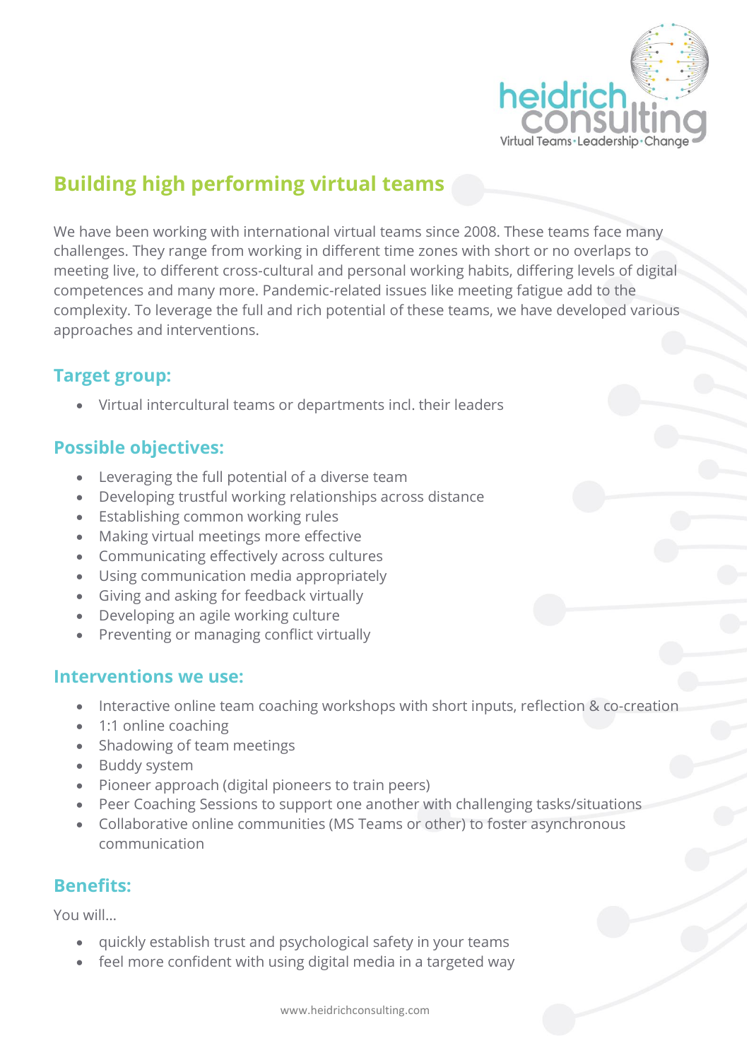# Building high performing virtual teams

We have been working with international virtual teams since 2008. These teams face many challenges. They range from working in different time zones with short or no overlaps to meeting live, to different cross-cultural and personal working habits, differing levels of digital competences and many more. Pandemic-related issues like meeting fatigue add to the complexity. To leverage the full and rich potential of these teams, we have developed various approaches and interventions.

## Target group:

- Virtual intercultural teams or departments incl. their leaders

## Possible objectives:

- Leveraging the full potential of a diverse team
- Developing trustful working relationships across distance
- Establishing common working rules
- Making virtual meetings more effective
- Communicating effectively across cultures
- Using communication media appropriately
- Giving and asking for feedback virtually
- Developing an agile working culture
- Preventing or managing conflict virtually

## Interventions we use:

- Interactive online team coaching workshops with short inputs, reflection & co-creation
- 1:1 online coaching
- Shadowing of team meetings
- Buddy system
- Pioneer approach (digital pioneers to train peers)
- Peer Coaching Sessions to support one another with challenging tasks/situations
- Collaborative online communities (MS Teams or other) to foster asynchronous communication

## Benefits:

You will…

- quickly establish trust and psychological safety in your teams
- feel more confident with using digital media in a targeted way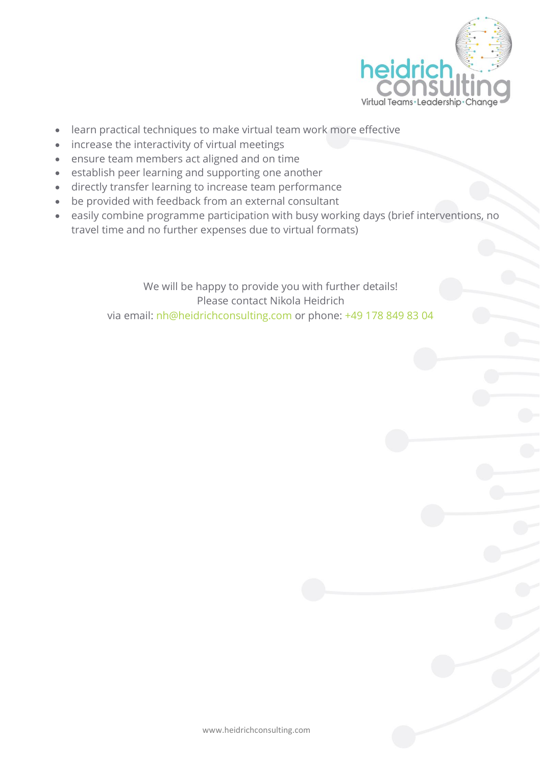- learn practical techniques to make virtual team work more effective
- increase the interactivity of virtual meetings
- ensure team members act aligned and on time
- establish peer learning and supporting one another
- directly transfer learning to increase team performance
- be provided with feedback from an external consultant
- easily combine programme participation with busy working days (brief interventions, no travel time and no further expenses due to virtual formats)

We will be happy to provide you with further details!
Please contact Nikola Heidrich
via email: nh@heidrichconsulting.com or phone: +49 178 849 83 04